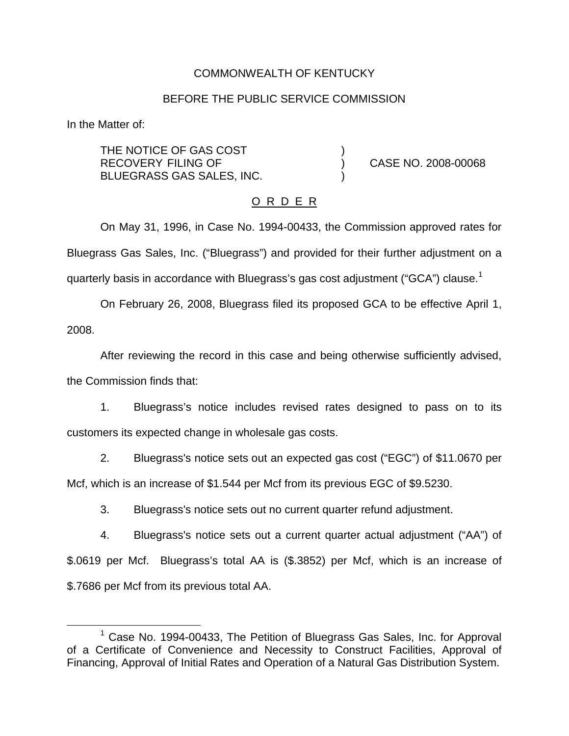COMMONWEALTH OF KENTUCKY

BEFORE THE PUBLIC SERVICE COMMISSION

In the Matter of:

| | | |
|---|---|---|
| THE NOTICE OF GAS COST RECOVERY FILING OF BLUEGRASS GAS SALES, INC. | ) ) ) | CASE NO. 2008-00068 |

O R D E R

On May 31, 1996, in Case No. 1994-00433, the Commission approved rates for Bluegrass Gas Sales, Inc. ("Bluegrass") and provided for their further adjustment on a quarterly basis in accordance with Bluegrass's gas cost adjustment ("GCA") clause.[1]

On February 26, 2008, Bluegrass filed its proposed GCA to be effective April 1, 2008.

After reviewing the record in this case and being otherwise sufficiently advised, the Commission finds that:

1. Bluegrass's notice includes revised rates designed to pass on to its customers its expected change in wholesale gas costs.

2. Bluegrass's notice sets out an expected gas cost ("EGC") of $11.0670 per Mcf, which is an increase of $1.544 per Mcf from its previous EGC of $9.5230.

3. Bluegrass's notice sets out no current quarter refund adjustment.

4. Bluegrass's notice sets out a current quarter actual adjustment ("AA") of $.0619 per Mcf. Bluegrass's total AA is ($.3852) per Mcf, which is an increase of $.7686 per Mcf from its previous total AA.

[1] Case No. 1994-00433, The Petition of Bluegrass Gas Sales, Inc. for Approval of a Certificate of Convenience and Necessity to Construct Facilities, Approval of Financing, Approval of Initial Rates and Operation of a Natural Gas Distribution System.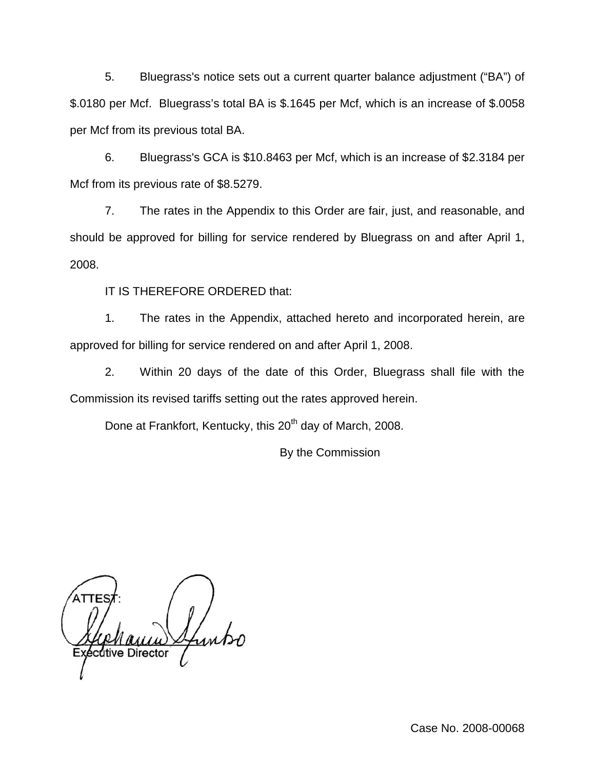5. Bluegrass's notice sets out a current quarter balance adjustment ("BA") of $.0180 per Mcf. Bluegrass's total BA is $.1645 per Mcf, which is an increase of $.0058 per Mcf from its previous total BA.

6. Bluegrass's GCA is $10.8463 per Mcf, which is an increase of $2.3184 per Mcf from its previous rate of $8.5279.

7. The rates in the Appendix to this Order are fair, just, and reasonable, and should be approved for billing for service rendered by Bluegrass on and after April 1, 2008.

IT IS THEREFORE ORDERED that:

1. The rates in the Appendix, attached hereto and incorporated herein, are approved for billing for service rendered on and after April 1, 2008.

2. Within 20 days of the date of this Order, Bluegrass shall file with the Commission its revised tariffs setting out the rates approved herein.

Done at Frankfort, Kentucky, this 20th day of March, 2008.

By the Commission

ATTEST:

Executive Director

Case No. 2008-00068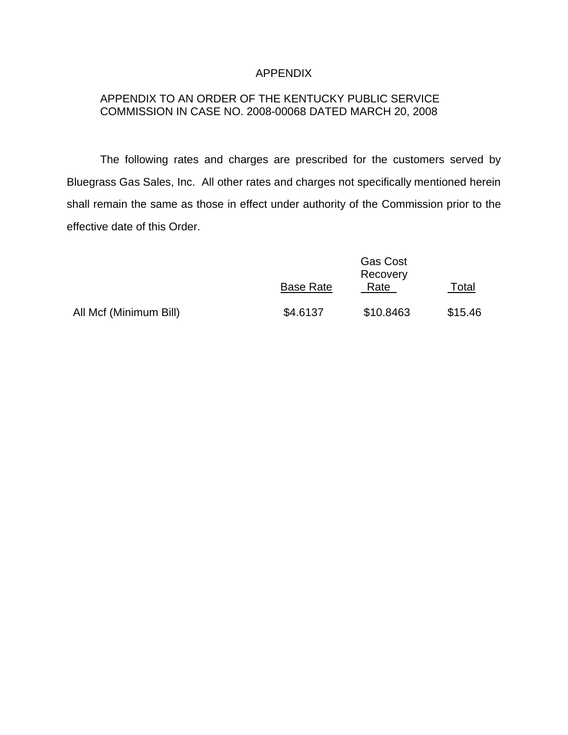# APPENDIX

APPENDIX TO AN ORDER OF THE KENTUCKY PUBLIC SERVICE COMMISSION IN CASE NO. 2008-00068 DATED MARCH 20, 2008

The following rates and charges are prescribed for the customers served by Bluegrass Gas Sales, Inc. All other rates and charges not specifically mentioned herein shall remain the same as those in effect under authority of the Commission prior to the effective date of this Order.

| | Base Rate | Gas Cost Recovery Rate | Total |
|---|---|---|---|
| All Mcf (Minimum Bill) | $4.6137 | $10.8463 | $15.46 |